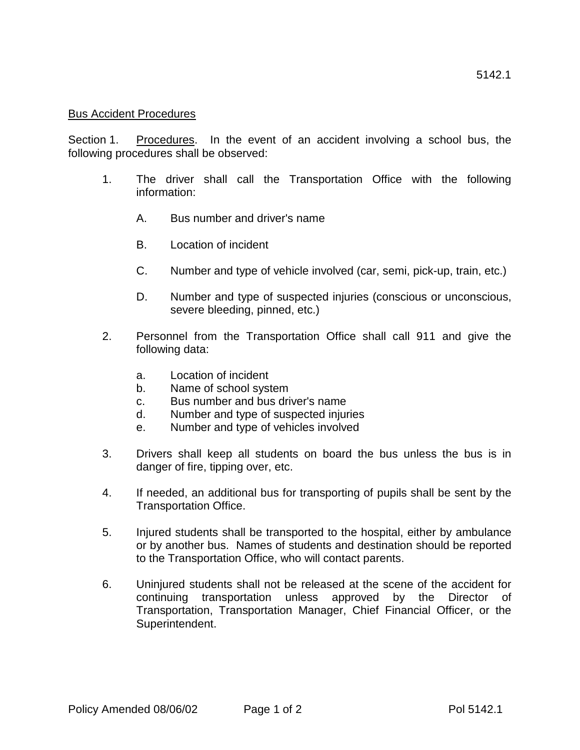5142.1

## Bus Accident Procedures

Section 1. Procedures. In the event of an accident involving a school bus, the following procedures shall be observed:

1. The driver shall call the Transportation Office with the following information:

   A. Bus number and driver's name

   B. Location of incident

   C. Number and type of vehicle involved (car, semi, pick-up, train, etc.)

   D. Number and type of suspected injuries (conscious or unconscious, severe bleeding, pinned, etc.)

2. Personnel from the Transportation Office shall call 911 and give the following data:

   a. Location of incident
   b. Name of school system
   c. Bus number and bus driver's name
   d. Number and type of suspected injuries
   e. Number and type of vehicles involved

3. Drivers shall keep all students on board the bus unless the bus is in danger of fire, tipping over, etc.

4. If needed, an additional bus for transporting of pupils shall be sent by the Transportation Office.

5. Injured students shall be transported to the hospital, either by ambulance or by another bus. Names of students and destination should be reported to the Transportation Office, who will contact parents.

6. Uninjured students shall not be released at the scene of the accident for continuing transportation unless approved by the Director of Transportation, Transportation Manager, Chief Financial Officer, or the Superintendent.

Policy Amended 08/06/02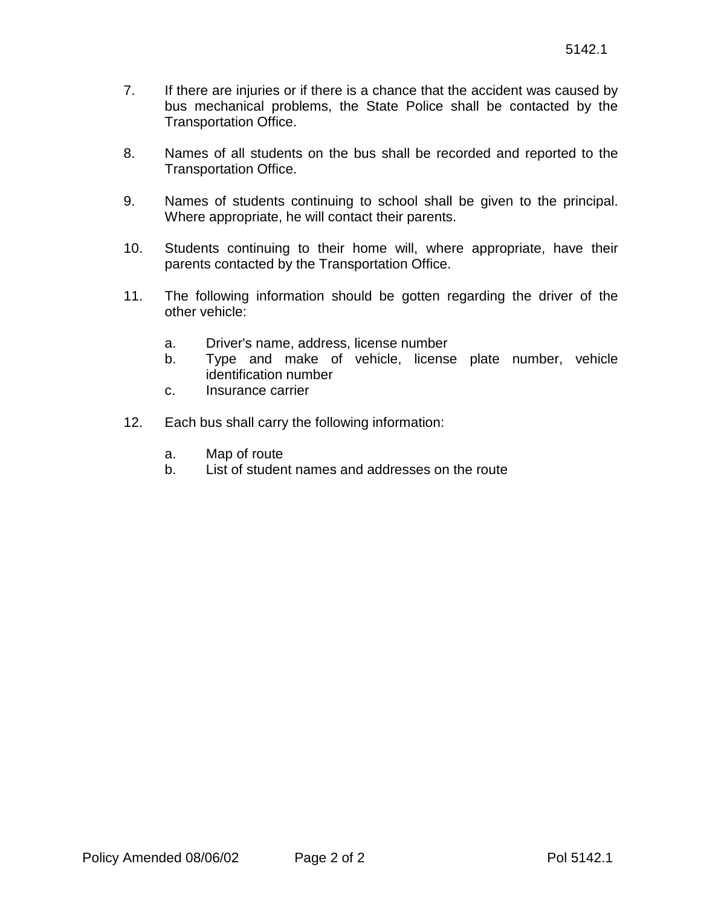7. If there are injuries or if there is a chance that the accident was caused by bus mechanical problems, the State Police shall be contacted by the Transportation Office.

8. Names of all students on the bus shall be recorded and reported to the Transportation Office.

9. Names of students continuing to school shall be given to the principal. Where appropriate, he will contact their parents.

10. Students continuing to their home will, where appropriate, have their parents contacted by the Transportation Office.

11. The following information should be gotten regarding the driver of the other vehicle:

    a. Driver's name, address, license number
    b. Type and make of vehicle, license plate number, vehicle identification number
    c. Insurance carrier

12. Each bus shall carry the following information:

    a. Map of route
    b. List of student names and addresses on the route

Policy Amended 08/06/02